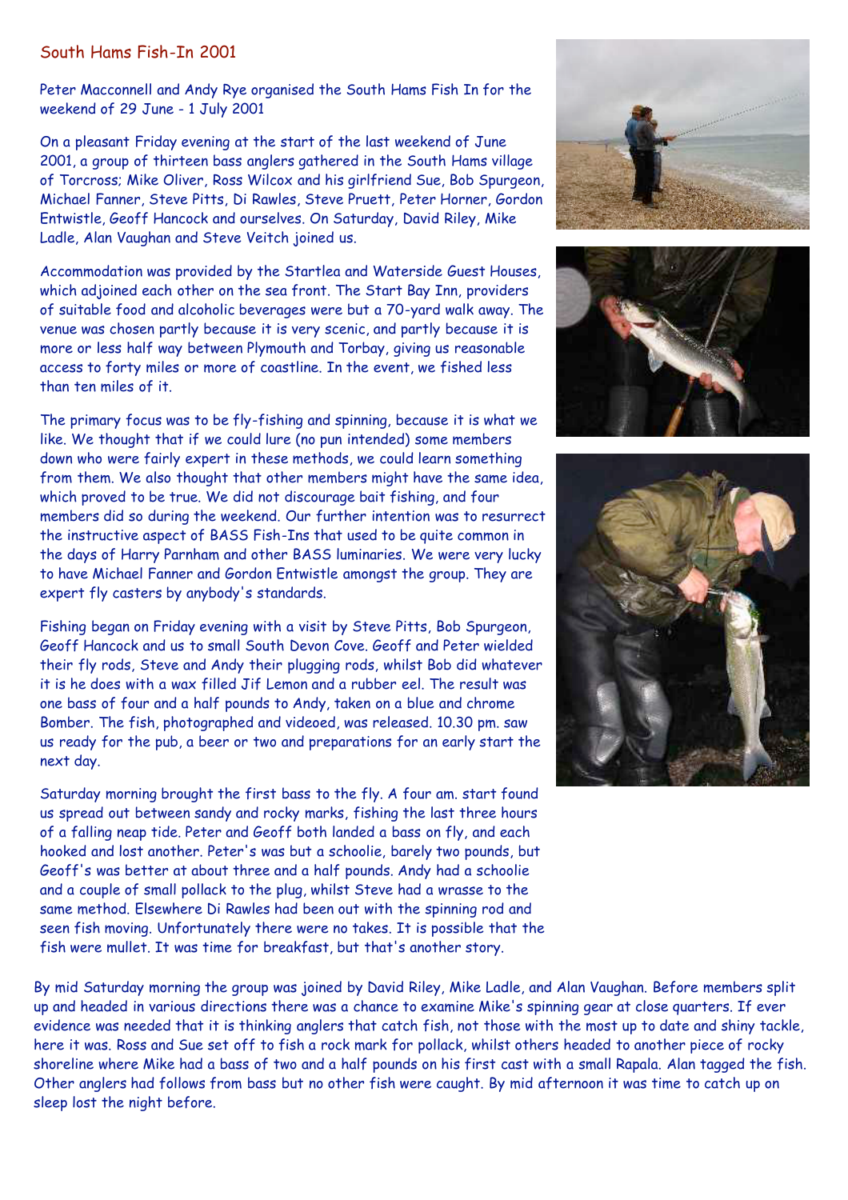## South Hams Fish-In 2001

Peter Macconnell and Andy Rye organised the South Hams Fish In for the weekend of 29 June - 1 July 2001

On a pleasant Friday evening at the start of the last weekend of June 2001, a group of thirteen bass anglers gathered in the South Hams village of Torcross; Mike Oliver, Ross Wilcox and his girlfriend Sue, Bob Spurgeon, Michael Fanner, Steve Pitts, Di Rawles, Steve Pruett, Peter Horner, Gordon Entwistle, Geoff Hancock and ourselves. On Saturday, David Riley, Mike Ladle, Alan Vaughan and Steve Veitch joined us.

Accommodation was provided by the Startlea and Waterside Guest Houses, which adjoined each other on the sea front. The Start Bay Inn, providers of suitable food and alcoholic beverages were but a 70-yard walk away. The venue was chosen partly because it is very scenic, and partly because it is more or less half way between Plymouth and Torbay, giving us reasonable access to forty miles or more of coastline. In the event, we fished less than ten miles of it.

The primary focus was to be fly-fishing and spinning, because it is what we like. We thought that if we could lure (no pun intended) some members down who were fairly expert in these methods, we could learn something from them. We also thought that other members might have the same idea, which proved to be true. We did not discourage bait fishing, and four members did so during the weekend. Our further intention was to resurrect the instructive aspect of BASS Fish-Ins that used to be quite common in the days of Harry Parnham and other BASS luminaries. We were very lucky to have Michael Fanner and Gordon Entwistle amongst the group. They are expert fly casters by anybody's standards.

Fishing began on Friday evening with a visit by Steve Pitts, Bob Spurgeon, Geoff Hancock and us to small South Devon Cove. Geoff and Peter wielded their fly rods, Steve and Andy their plugging rods, whilst Bob did whatever it is he does with a wax filled Jif Lemon and a rubber eel. The result was one bass of four and a half pounds to Andy, taken on a blue and chrome Bomber. The fish, photographed and videoed, was released. 10.30 pm. saw us ready for the pub, a beer or two and preparations for an early start the next day.

Saturday morning brought the first bass to the fly. A four am. start found us spread out between sandy and rocky marks, fishing the last three hours of a falling neap tide. Peter and Geoff both landed a bass on fly, and each hooked and lost another. Peter's was but a schoolie, barely two pounds, but Geoff's was better at about three and a half pounds. Andy had a schoolie and a couple of small pollack to the plug, whilst Steve had a wrasse to the same method. Elsewhere Di Rawles had been out with the spinning rod and seen fish moving. Unfortunately there were no takes. It is possible that the fish were mullet. It was time for breakfast, but that's another story.

By mid Saturday morning the group was joined by David Riley, Mike Ladle, and Alan Vaughan. Before members split up and headed in various directions there was a chance to examine Mike's spinning gear at close quarters. If ever evidence was needed that it is thinking anglers that catch fish, not those with the most up to date and shiny tackle, here it was. Ross and Sue set off to fish a rock mark for pollack, whilst others headed to another piece of rocky shoreline where Mike had a bass of two and a half pounds on his first cast with a small Rapala. Alan tagged the fish. Other anglers had follows from bass but no other fish were caught. By mid afternoon it was time to catch up on sleep lost the night before.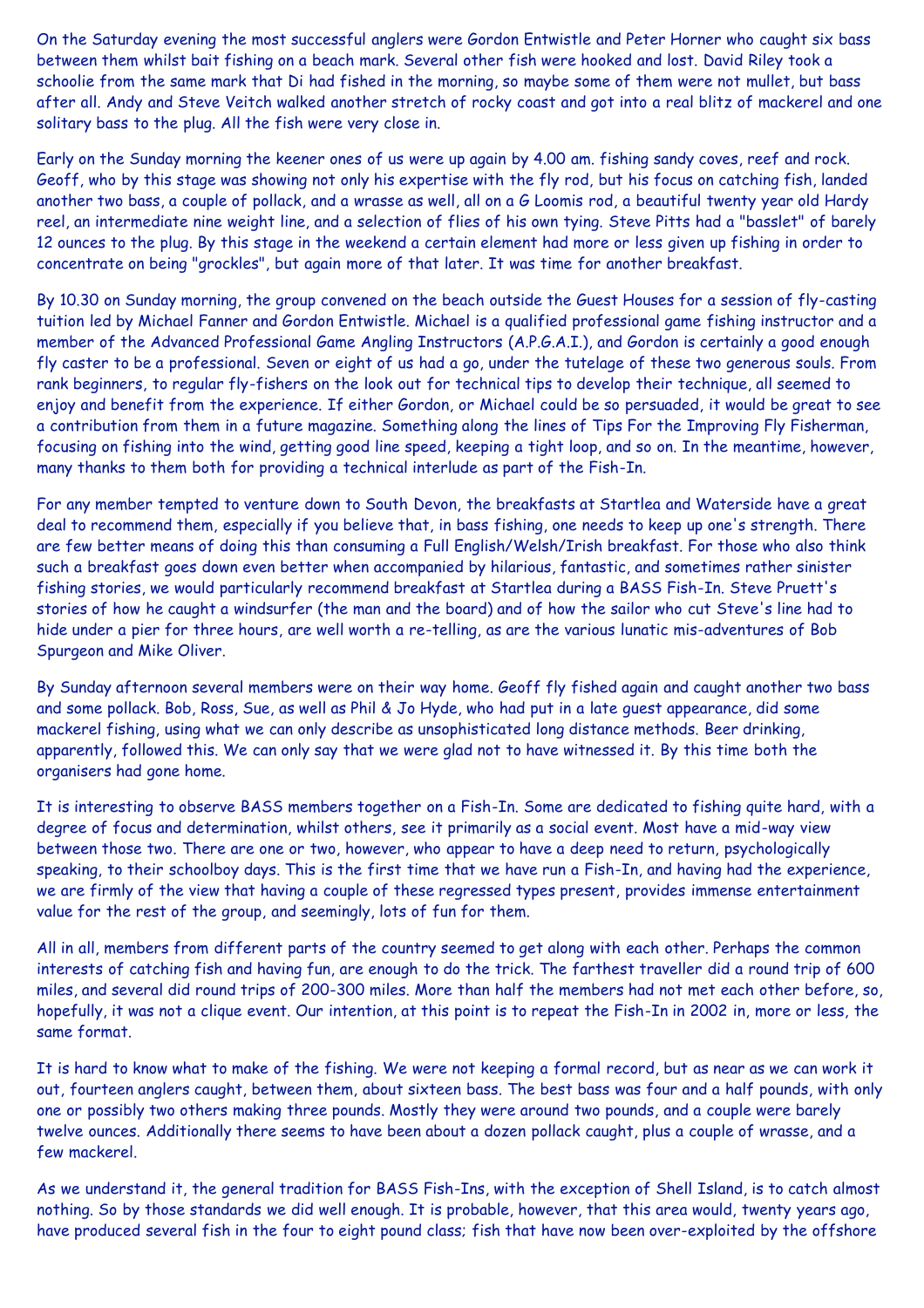On the Saturday evening the most successful anglers were Gordon Entwistle and Peter Horner who caught six bass between them whilst bait fishing on a beach mark. Several other fish were hooked and lost. David Riley took a schoolie from the same mark that Di had fished in the morning, so maybe some of them were not mullet, but bass after all. Andy and Steve Veitch walked another stretch of rocky coast and got into a real blitz of mackerel and one solitary bass to the plug. All the fish were very close in.

Early on the Sunday morning the keener ones of us were up again by 4.00 am. fishing sandy coves, reef and rock. Geoff, who by this stage was showing not only his expertise with the fly rod, but his focus on catching fish, landed another two bass, a couple of pollack, and a wrasse as well, all on a G Loomis rod, a beautiful twenty year old Hardy reel, an intermediate nine weight line, and a selection of flies of his own tying. Steve Pitts had a "basslet" of barely 12 ounces to the plug. By this stage in the weekend a certain element had more or less given up fishing in order to concentrate on being "grockles", but again more of that later. It was time for another breakfast.

By 10.30 on Sunday morning, the group convened on the beach outside the Guest Houses for a session of fly-casting tuition led by Michael Fanner and Gordon Entwistle. Michael is a qualified professional game fishing instructor and a member of the Advanced Professional Game Angling Instructors (A.P.G.A.I.), and Gordon is certainly a good enough fly caster to be a professional. Seven or eight of us had a go, under the tutelage of these two generous souls. From rank beginners, to regular fly-fishers on the look out for technical tips to develop their technique, all seemed to enjoy and benefit from the experience. If either Gordon, or Michael could be so persuaded, it would be great to see a contribution from them in a future magazine. Something along the lines of Tips For the Improving Fly Fisherman, focusing on fishing into the wind, getting good line speed, keeping a tight loop, and so on. In the meantime, however, many thanks to them both for providing a technical interlude as part of the Fish-In.

For any member tempted to venture down to South Devon, the breakfasts at Startlea and Waterside have a great deal to recommend them, especially if you believe that, in bass fishing, one needs to keep up one's strength. There are few better means of doing this than consuming a Full English/Welsh/Irish breakfast. For those who also think such a breakfast goes down even better when accompanied by hilarious, fantastic, and sometimes rather sinister fishing stories, we would particularly recommend breakfast at Startlea during a BASS Fish-In. Steve Pruett's stories of how he caught a windsurfer (the man and the board) and of how the sailor who cut Steve's line had to hide under a pier for three hours, are well worth a re-telling, as are the various lunatic mis-adventures of Bob Spurgeon and Mike Oliver.

By Sunday afternoon several members were on their way home. Geoff fly fished again and caught another two bass and some pollack. Bob, Ross, Sue, as well as Phil & Jo Hyde, who had put in a late guest appearance, did some mackerel fishing, using what we can only describe as unsophisticated long distance methods. Beer drinking, apparently, followed this. We can only say that we were glad not to have witnessed it. By this time both the organisers had gone home.

It is interesting to observe BASS members together on a Fish-In. Some are dedicated to fishing quite hard, with a degree of focus and determination, whilst others, see it primarily as a social event. Most have a mid-way view between those two. There are one or two, however, who appear to have a deep need to return, psychologically speaking, to their schoolboy days. This is the first time that we have run a Fish-In, and having had the experience, we are firmly of the view that having a couple of these regressed types present, provides immense entertainment value for the rest of the group, and seemingly, lots of fun for them.

All in all, members from different parts of the country seemed to get along with each other. Perhaps the common interests of catching fish and having fun, are enough to do the trick. The farthest traveller did a round trip of 600 miles, and several did round trips of 200-300 miles. More than half the members had not met each other before, so, hopefully, it was not a clique event. Our intention, at this point is to repeat the Fish-In in 2002 in, more or less, the same format.

It is hard to know what to make of the fishing. We were not keeping a formal record, but as near as we can work it out, fourteen anglers caught, between them, about sixteen bass. The best bass was four and a half pounds, with only one or possibly two others making three pounds. Mostly they were around two pounds, and a couple were barely twelve ounces. Additionally there seems to have been about a dozen pollack caught, plus a couple of wrasse, and a few mackerel.

As we understand it, the general tradition for BASS Fish-Ins, with the exception of Shell Island, is to catch almost nothing. So by those standards we did well enough. It is probable, however, that this area would, twenty years ago, have produced several fish in the four to eight pound class; fish that have now been over-exploited by the offshore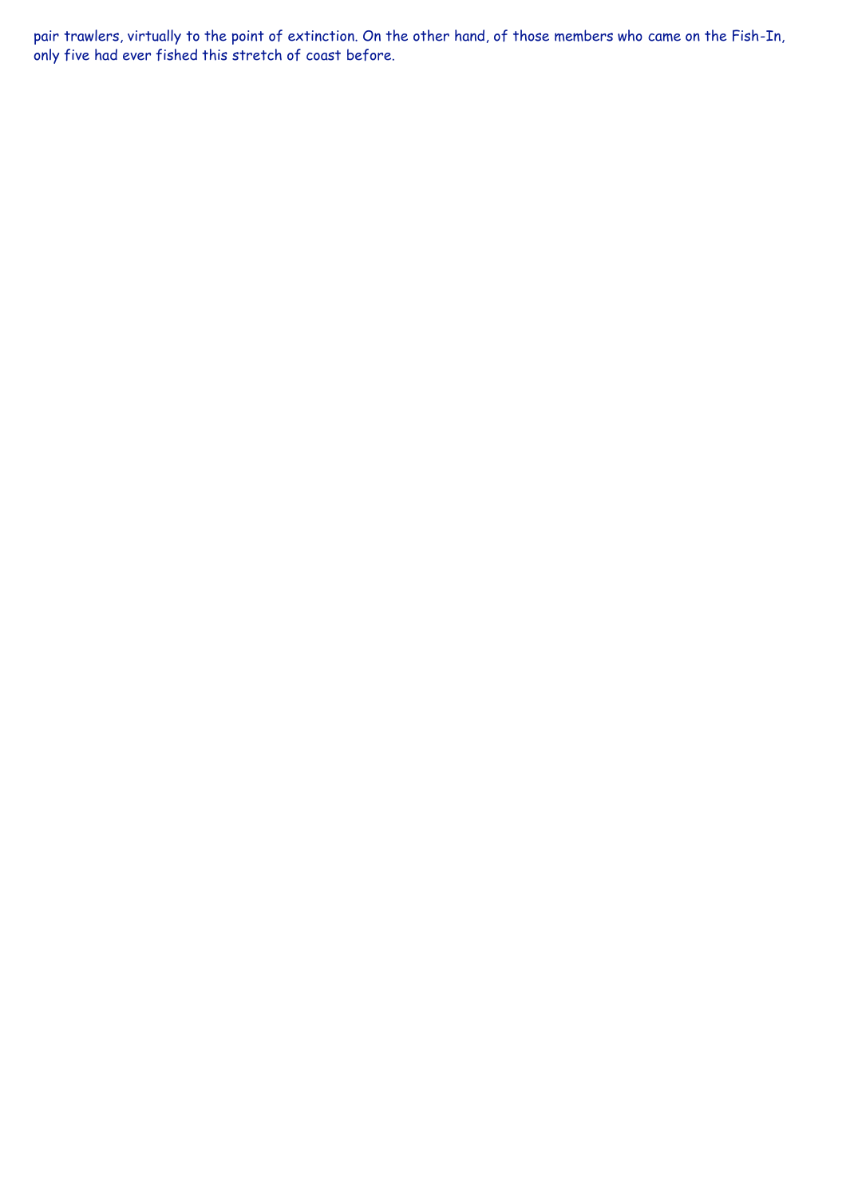pair trawlers, virtually to the point of extinction. On the other hand, of those members who came on the Fish-In, only five had ever fished this stretch of coast before.